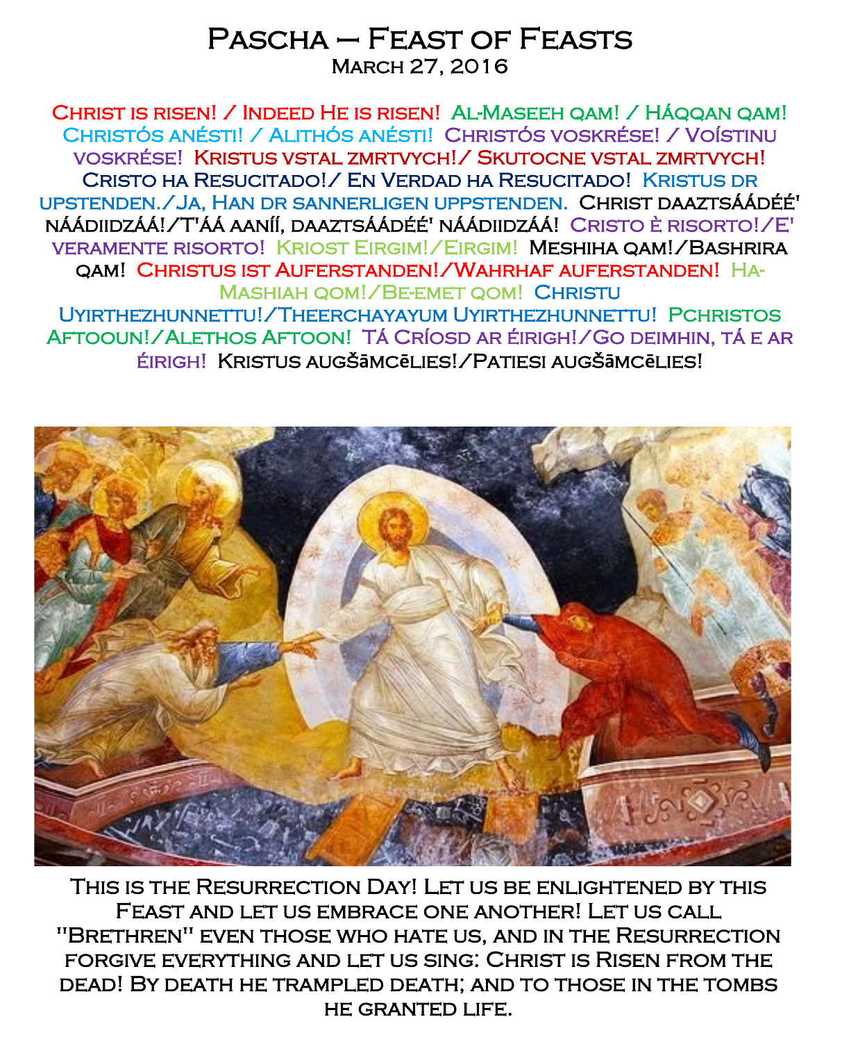# Pascha – Feast of Feasts

March 27, 2016

Christ is risen! / Indeed He is risen! Al-Maseeh qam! / Háqqan qam! Christós anésti! / Alithós anésti! Christós voskrése! / Voístinu voskrése! Kristus vstal zmrtvych!/ Skutocne vstal zmrtvych! Cristo ha Resucitado!/ En Verdad ha Resucitado! Kristus dr upstenden./Ja, Han dr sannerligen uppstenden. Christ daaztsáádéé' náádiidzáá!/T'áá aaníí, daaztsáádéé' náádiidzáá! Cristo è risorto!/E' veramente risorto! Kriost Eirgim!/Eirgim! Meshiha qam!/Bashrira qam! Christus ist Auferstanden!/Wahrhaf auferstanden! Ha-Mashiah qom!/Be-emet qom! Christu Uyirthezhunnettu!/Theerchayayum Uyirthezhunnettu! Pchristos Aftooun!/Alethos Aftoon! Tá Críosd ar éirigh!/Go deimhin, tá e ar éirigh! Kristus augšāmcēlies!/Patiesi augšāmcēlies!

This is the Resurrection Day! Let us be enlightened by this Feast and let us embrace one another! Let us call "Brethren" even those who hate us, and in the Resurrection forgive everything and let us sing: Christ is Risen from the dead! By death he trampled death; and to those in the tombs he granted life.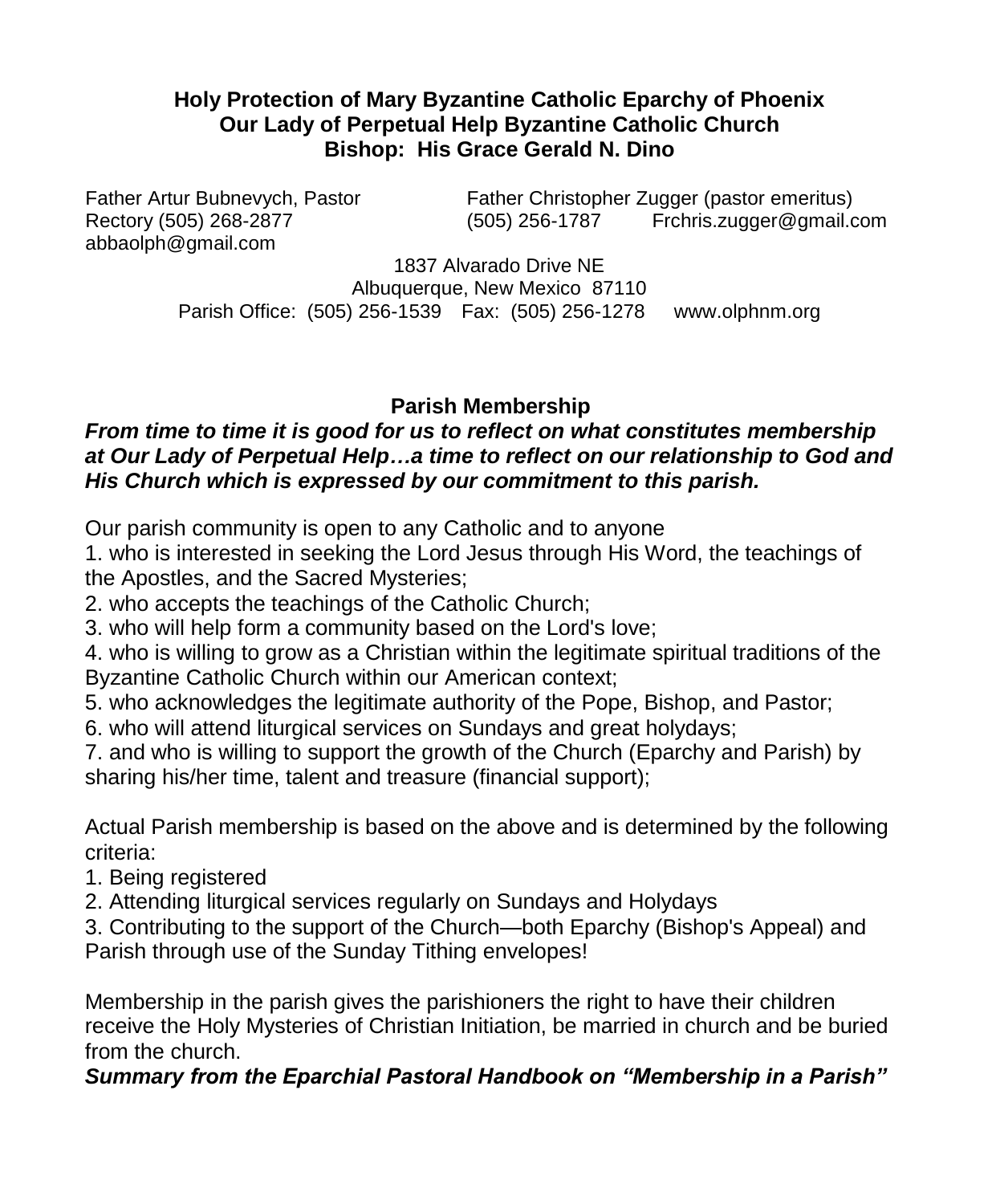**Holy Protection of Mary Byzantine Catholic Eparchy of Phoenix**
**Our Lady of Perpetual Help Byzantine Catholic Church**
**Bishop: His Grace Gerald N. Dino**

Father Artur Bubnevych, Pastor
Rectory (505) 268-2877
abbaolph@gmail.com

Father Christopher Zugger (pastor emeritus)
(505) 256-1787 Frchris.zugger@gmail.com

1837 Alvarado Drive NE
Albuquerque, New Mexico 87110
Parish Office: (505) 256-1539 Fax: (505) 256-1278 www.olphnm.org

## Parish Membership

***From time to time it is good for us to reflect on what constitutes membership at Our Lady of Perpetual Help…a time to reflect on our relationship to God and His Church which is expressed by our commitment to this parish.***

Our parish community is open to any Catholic and to anyone

1. who is interested in seeking the Lord Jesus through His Word, the teachings of the Apostles, and the Sacred Mysteries;
2. who accepts the teachings of the Catholic Church;
3. who will help form a community based on the Lord's love;
4. who is willing to grow as a Christian within the legitimate spiritual traditions of the Byzantine Catholic Church within our American context;
5. who acknowledges the legitimate authority of the Pope, Bishop, and Pastor;
6. who will attend liturgical services on Sundays and great holydays;
7. and who is willing to support the growth of the Church (Eparchy and Parish) by sharing his/her time, talent and treasure (financial support);

Actual Parish membership is based on the above and is determined by the following criteria:

1. Being registered
2. Attending liturgical services regularly on Sundays and Holydays
3. Contributing to the support of the Church—both Eparchy (Bishop's Appeal) and Parish through use of the Sunday Tithing envelopes!

Membership in the parish gives the parishioners the right to have their children receive the Holy Mysteries of Christian Initiation, be married in church and be buried from the church.

***Summary from the Eparchial Pastoral Handbook on "Membership in a Parish"***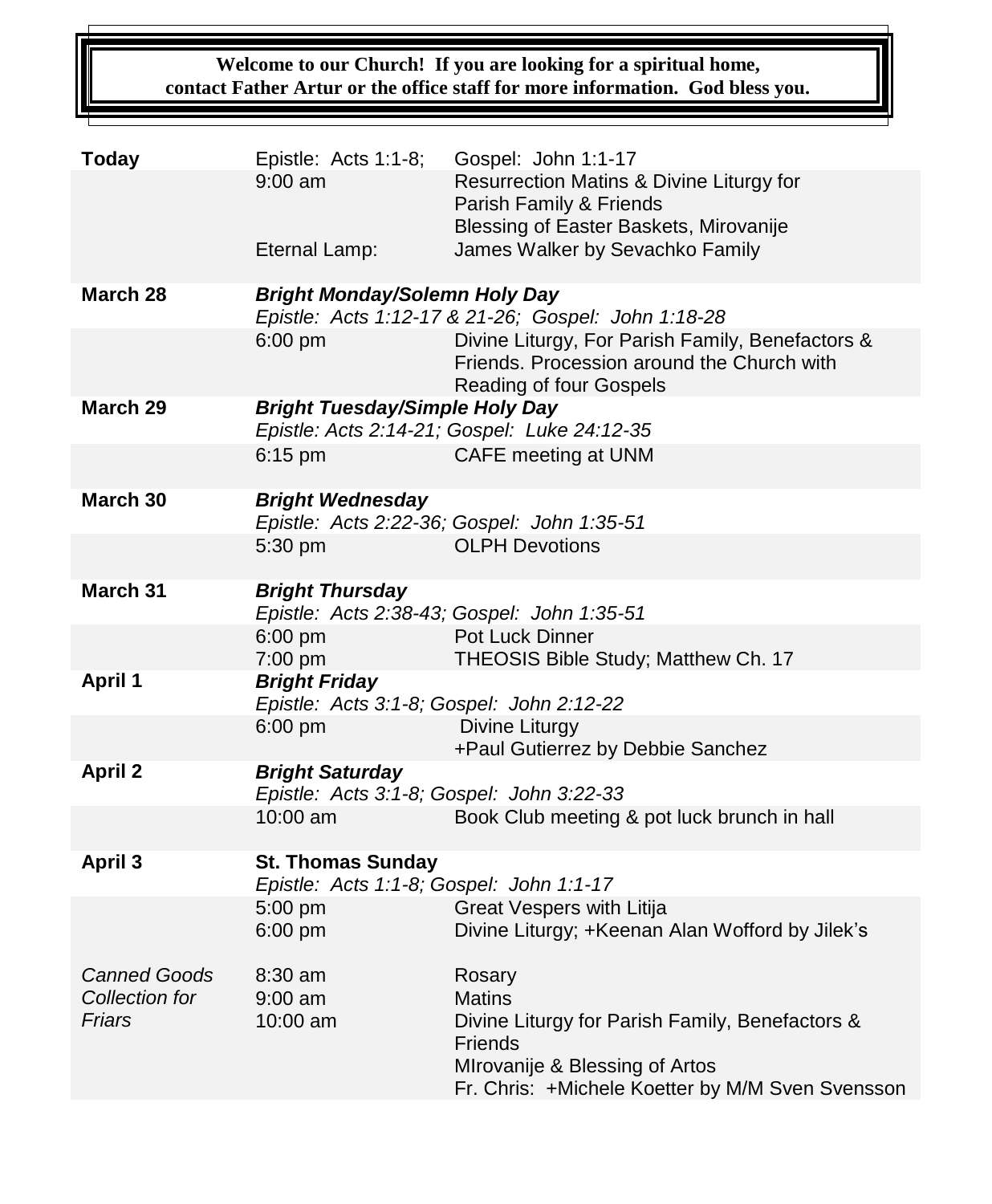**Welcome to our Church! If you are looking for a spiritual home, contact Father Artur or the office staff for more information. God bless you.**

| | | |
|---|---|---|
| **Today** | Epistle: Acts 1:1-8; | Gospel: John 1:1-17 |
| | 9:00 am | Resurrection Matins & Divine Liturgy for Parish Family & Friends<br>Blessing of Easter Baskets, Mirovanije |
| | Eternal Lamp: | James Walker by Sevachko Family |
| **March 28** | ***Bright Monday/Solemn Holy Day***<br>*Epistle: Acts 1:12-17 & 21-26; Gospel: John 1:18-28* | |
| | 6:00 pm | Divine Liturgy, For Parish Family, Benefactors & Friends. Procession around the Church with Reading of four Gospels |
| **March 29** | ***Bright Tuesday/Simple Holy Day***<br>*Epistle: Acts 2:14-21; Gospel: Luke 24:12-35* | |
| | 6:15 pm | CAFE meeting at UNM |
| **March 30** | ***Bright Wednesday***<br>*Epistle: Acts 2:22-36; Gospel: John 1:35-51* | |
| | 5:30 pm | OLPH Devotions |
| **March 31** | ***Bright Thursday***<br>*Epistle: Acts 2:38-43; Gospel: John 1:35-51* | |
| | 6:00 pm<br>7:00 pm | Pot Luck Dinner<br>THEOSIS Bible Study; Matthew Ch. 17 |
| **April 1** | ***Bright Friday***<br>*Epistle: Acts 3:1-8; Gospel: John 2:12-22* | |
| | 6:00 pm | Divine Liturgy<br>+Paul Gutierrez by Debbie Sanchez |
| **April 2** | ***Bright Saturday***<br>*Epistle: Acts 3:1-8; Gospel: John 3:22-33* | |
| | 10:00 am | Book Club meeting & pot luck brunch in hall |
| **April 3** | **St. Thomas Sunday**<br>*Epistle: Acts 1:1-8; Gospel: John 1:1-17* | |
| | 5:00 pm<br>6:00 pm | Great Vespers with Litija<br>Divine Liturgy; +Keenan Alan Wofford by Jilek's |
| *Canned Goods Collection for Friars* | 8:30 am<br>9:00 am<br>10:00 am | Rosary<br>Matins<br>Divine Liturgy for Parish Family, Benefactors & Friends<br>MIrovanije & Blessing of Artos<br>Fr. Chris: +Michele Koetter by M/M Sven Svensson |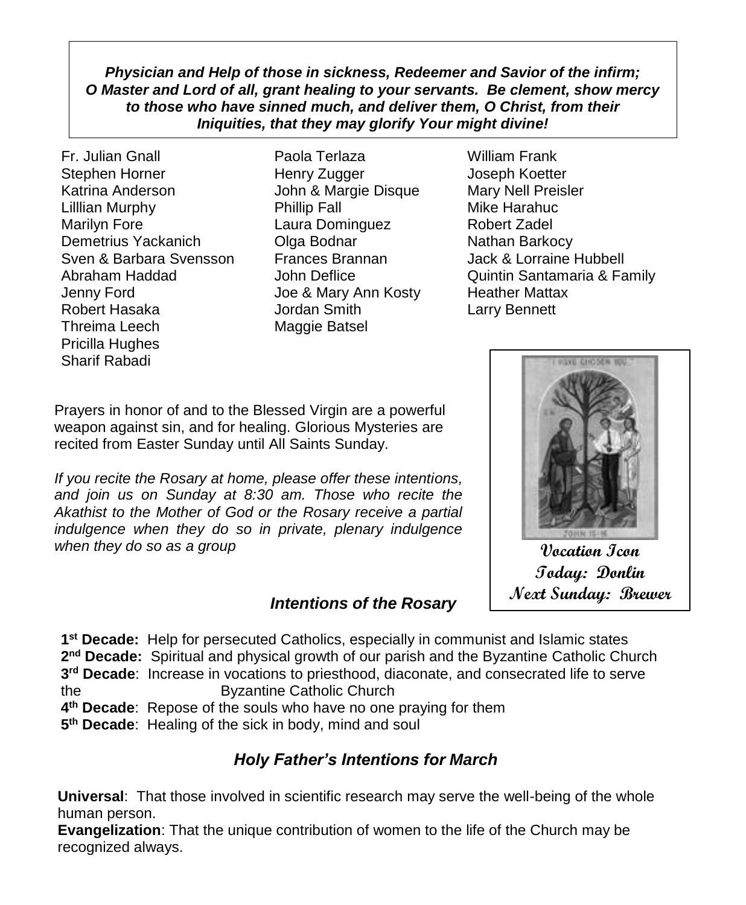***Physician and Help of those in sickness, Redeemer and Savior of the infirm; O Master and Lord of all, grant healing to your servants. Be clement, show mercy to those who have sinned much, and deliver them, O Christ, from their Iniquities, that they may glorify Your might divine!***

Fr. Julian Gnall
Stephen Horner
Katrina Anderson
Lilllian Murphy
Marilyn Fore
Demetrius Yackanich
Sven & Barbara Svensson
Abraham Haddad
Jenny Ford
Robert Hasaka
Threima Leech
Pricilla Hughes
Sharif Rabadi
Paola Terlaza
Henry Zugger
John & Margie Disque
Phillip Fall
Laura Dominguez
Olga Bodnar
Frances Brannan
John Deflice
Joe & Mary Ann Kosty
Jordan Smith
Maggie Batsel
William Frank
Joseph Koetter
Mary Nell Preisler
Mike Harahuc
Robert Zadel
Nathan Barkocy
Jack & Lorraine Hubbell
Quintin Santamaria & Family
Heather Mattax
Larry Bennett

Prayers in honor of and to the Blessed Virgin are a powerful weapon against sin, and for healing. Glorious Mysteries are recited from Easter Sunday until All Saints Sunday.

*If you recite the Rosary at home, please offer these intentions, and join us on Sunday at 8:30 am. Those who recite the Akathist to the Mother of God or the Rosary receive a partial indulgence when they do so in private, plenary indulgence when they do so as a group*

**Vocation Icon**
**Today: Donlin**
**Next Sunday: Brewer**

### *Intentions of the Rosary*

**1st Decade:** Help for persecuted Catholics, especially in communist and Islamic states
**2nd Decade:** Spiritual and physical growth of our parish and the Byzantine Catholic Church
**3rd Decade**: Increase in vocations to priesthood, diaconate, and consecrated life to serve the Byzantine Catholic Church
**4th Decade**: Repose of the souls who have no one praying for them
**5th Decade**: Healing of the sick in body, mind and soul

### *Holy Father's Intentions for March*

**Universal**: That those involved in scientific research may serve the well-being of the whole human person.
**Evangelization**: That the unique contribution of women to the life of the Church may be recognized always.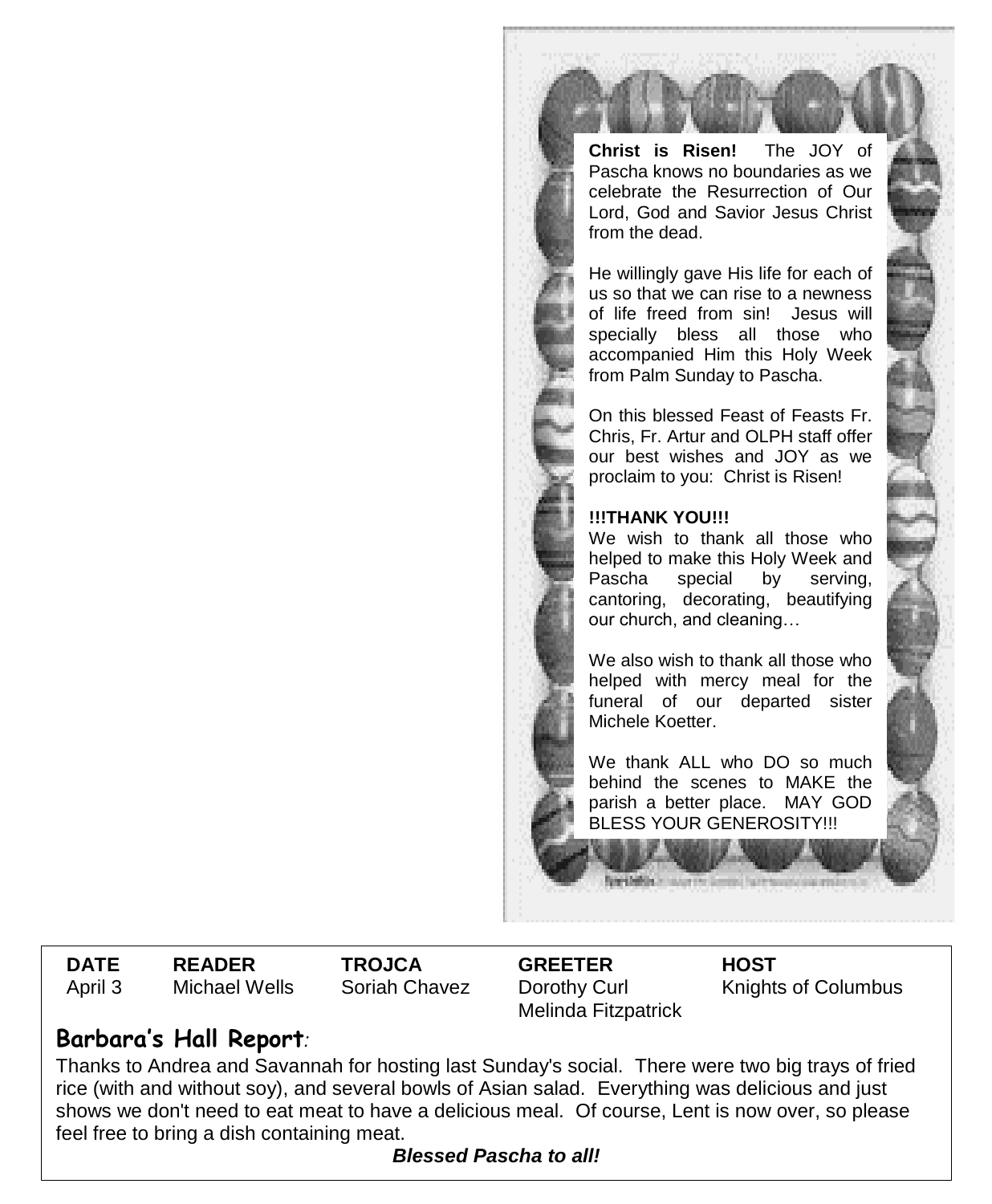**Christ is Risen!** The JOY of Pascha knows no boundaries as we celebrate the Resurrection of Our Lord, God and Savior Jesus Christ from the dead.

He willingly gave His life for each of us so that we can rise to a newness of life freed from sin! Jesus will specially bless all those who accompanied Him this Holy Week from Palm Sunday to Pascha.

On this blessed Feast of Feasts Fr. Chris, Fr. Artur and OLPH staff offer our best wishes and JOY as we proclaim to you: Christ is Risen!

**!!!THANK YOU!!!**

We wish to thank all those who helped to make this Holy Week and Pascha special by serving, cantoring, decorating, beautifying our church, and cleaning…

We also wish to thank all those who helped with mercy meal for the funeral of our departed sister Michele Koetter.

We thank ALL who DO so much behind the scenes to MAKE the parish a better place. MAY GOD BLESS YOUR GENEROSITY!!!

| DATE | READER | TROJCA | GREETER | HOST |
|---|---|---|---|---|
| April 3 | Michael Wells | Soriah Chavez | Dorothy Curl<br>Melinda Fitzpatrick | Knights of Columbus |

## Barbara's Hall Report:

Thanks to Andrea and Savannah for hosting last Sunday's social. There were two big trays of fried rice (with and without soy), and several bowls of Asian salad. Everything was delicious and just shows we don't need to eat meat to have a delicious meal. Of course, Lent is now over, so please feel free to bring a dish containing meat.

***Blessed Pascha to all!***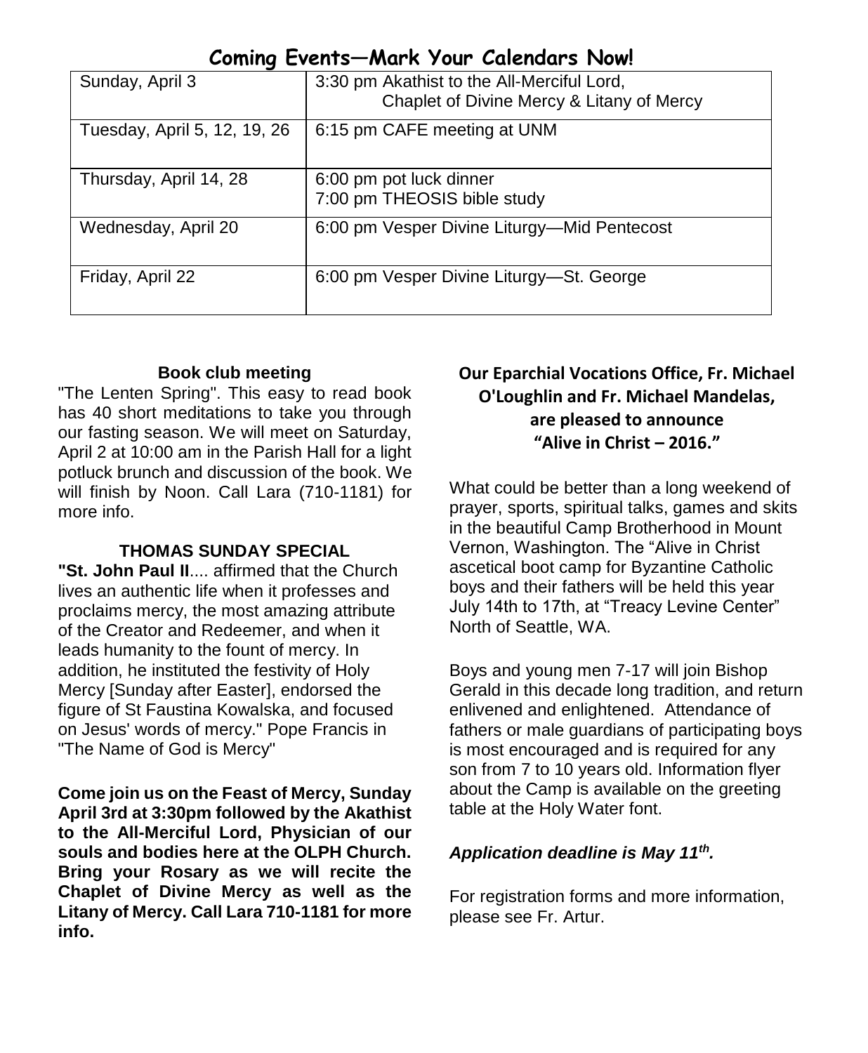## Coming Events—Mark Your Calendars Now!

| | |
|---|---|
| Sunday, April 3 | 3:30 pm Akathist to the All-Merciful Lord, Chaplet of Divine Mercy & Litany of Mercy |
| Tuesday, April 5, 12, 19, 26 | 6:15 pm CAFE meeting at UNM |
| Thursday, April 14, 28 | 6:00 pm pot luck dinner<br>7:00 pm THEOSIS bible study |
| Wednesday, April 20 | 6:00 pm Vesper Divine Liturgy—Mid Pentecost |
| Friday, April 22 | 6:00 pm Vesper Divine Liturgy—St. George |

### Book club meeting

"The Lenten Spring". This easy to read book has 40 short meditations to take you through our fasting season. We will meet on Saturday, April 2 at 10:00 am in the Parish Hall for a light potluck brunch and discussion of the book. We will finish by Noon. Call Lara (710-1181) for more info.

### THOMAS SUNDAY SPECIAL

**"St. John Paul II**.... affirmed that the Church lives an authentic life when it professes and proclaims mercy, the most amazing attribute of the Creator and Redeemer, and when it leads humanity to the fount of mercy. In addition, he instituted the festivity of Holy Mercy [Sunday after Easter], endorsed the figure of St Faustina Kowalska, and focused on Jesus' words of mercy." Pope Francis in "The Name of God is Mercy"

**Come join us on the Feast of Mercy, Sunday April 3rd at 3:30pm followed by the Akathist to the All-Merciful Lord, Physician of our souls and bodies here at the OLPH Church. Bring your Rosary as we will recite the Chaplet of Divine Mercy as well as the Litany of Mercy. Call Lara 710-1181 for more info.**

### Our Eparchial Vocations Office, Fr. Michael O'Loughlin and Fr. Michael Mandelas, are pleased to announce "Alive in Christ – 2016."

What could be better than a long weekend of prayer, sports, spiritual talks, games and skits in the beautiful Camp Brotherhood in Mount Vernon, Washington. The "Alive in Christ ascetical boot camp for Byzantine Catholic boys and their fathers will be held this year July 14th to 17th, at "Treacy Levine Center" North of Seattle, WA.

Boys and young men 7-17 will join Bishop Gerald in this decade long tradition, and return enlivened and enlightened. Attendance of fathers or male guardians of participating boys is most encouraged and is required for any son from 7 to 10 years old. Information flyer about the Camp is available on the greeting table at the Holy Water font.

***Application deadline is May 11th.***

For registration forms and more information, please see Fr. Artur.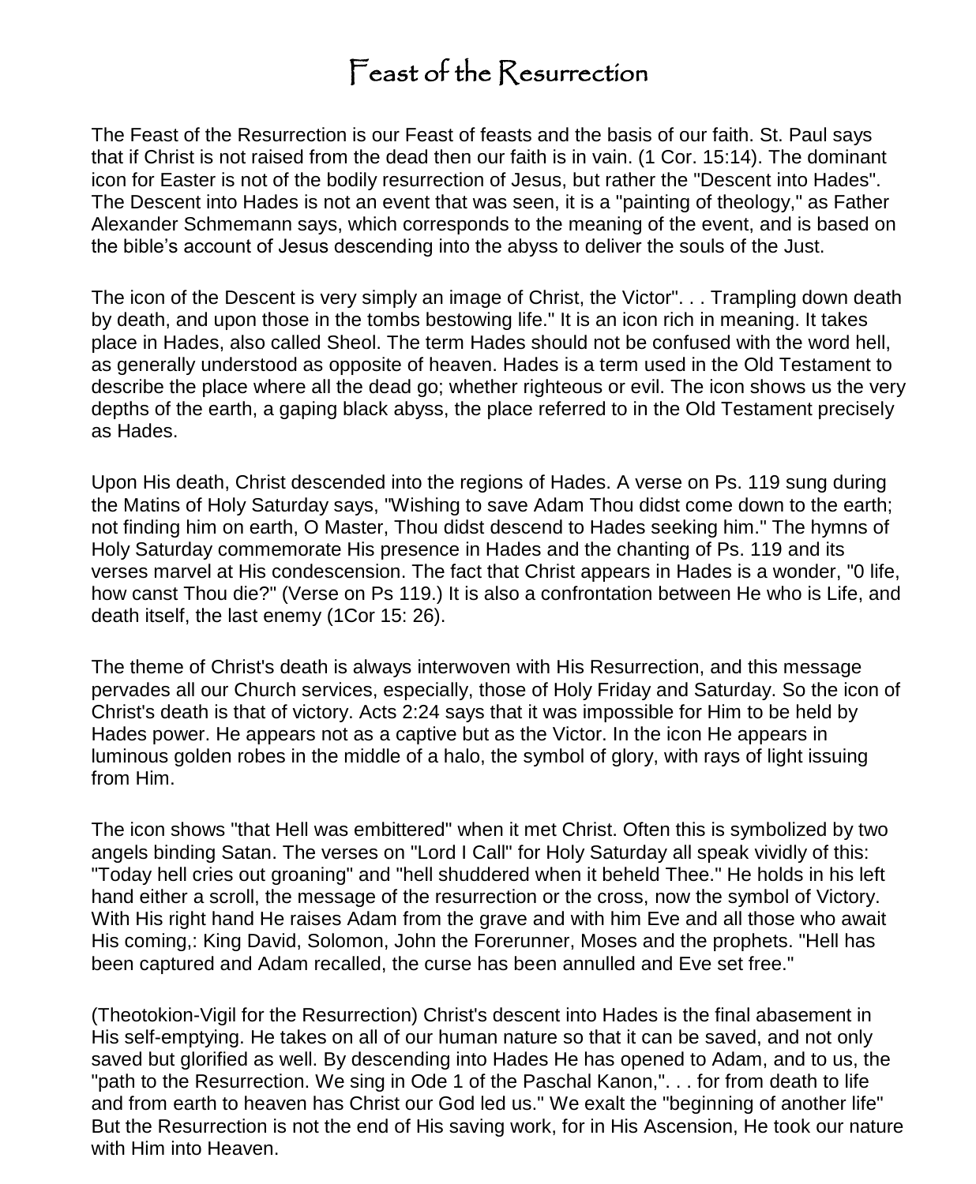# Feast of the Resurrection

The Feast of the Resurrection is our Feast of feasts and the basis of our faith. St. Paul says that if Christ is not raised from the dead then our faith is in vain. (1 Cor. 15:14). The dominant icon for Easter is not of the bodily resurrection of Jesus, but rather the "Descent into Hades". The Descent into Hades is not an event that was seen, it is a "painting of theology," as Father Alexander Schmemann says, which corresponds to the meaning of the event, and is based on the bible's account of Jesus descending into the abyss to deliver the souls of the Just.

The icon of the Descent is very simply an image of Christ, the Victor". . . Trampling down death by death, and upon those in the tombs bestowing life." It is an icon rich in meaning. It takes place in Hades, also called Sheol. The term Hades should not be confused with the word hell, as generally understood as opposite of heaven. Hades is a term used in the Old Testament to describe the place where all the dead go; whether righteous or evil. The icon shows us the very depths of the earth, a gaping black abyss, the place referred to in the Old Testament precisely as Hades.

Upon His death, Christ descended into the regions of Hades. A verse on Ps. 119 sung during the Matins of Holy Saturday says, "Wishing to save Adam Thou didst come down to the earth; not finding him on earth, O Master, Thou didst descend to Hades seeking him." The hymns of Holy Saturday commemorate His presence in Hades and the chanting of Ps. 119 and its verses marvel at His condescension. The fact that Christ appears in Hades is a wonder, "0 life, how canst Thou die?" (Verse on Ps 119.) It is also a confrontation between He who is Life, and death itself, the last enemy (1Cor 15: 26).

The theme of Christ's death is always interwoven with His Resurrection, and this message pervades all our Church services, especially, those of Holy Friday and Saturday. So the icon of Christ's death is that of victory. Acts 2:24 says that it was impossible for Him to be held by Hades power. He appears not as a captive but as the Victor. In the icon He appears in luminous golden robes in the middle of a halo, the symbol of glory, with rays of light issuing from Him.

The icon shows "that Hell was embittered" when it met Christ. Often this is symbolized by two angels binding Satan. The verses on "Lord I Call" for Holy Saturday all speak vividly of this: "Today hell cries out groaning" and "hell shuddered when it beheld Thee." He holds in his left hand either a scroll, the message of the resurrection or the cross, now the symbol of Victory. With His right hand He raises Adam from the grave and with him Eve and all those who await His coming,: King David, Solomon, John the Forerunner, Moses and the prophets. "Hell has been captured and Adam recalled, the curse has been annulled and Eve set free."

(Theotokion-Vigil for the Resurrection) Christ's descent into Hades is the final abasement in His self-emptying. He takes on all of our human nature so that it can be saved, and not only saved but glorified as well. By descending into Hades He has opened to Adam, and to us, the "path to the Resurrection. We sing in Ode 1 of the Paschal Kanon,". . . for from death to life and from earth to heaven has Christ our God led us." We exalt the "beginning of another life" But the Resurrection is not the end of His saving work, for in His Ascension, He took our nature with Him into Heaven.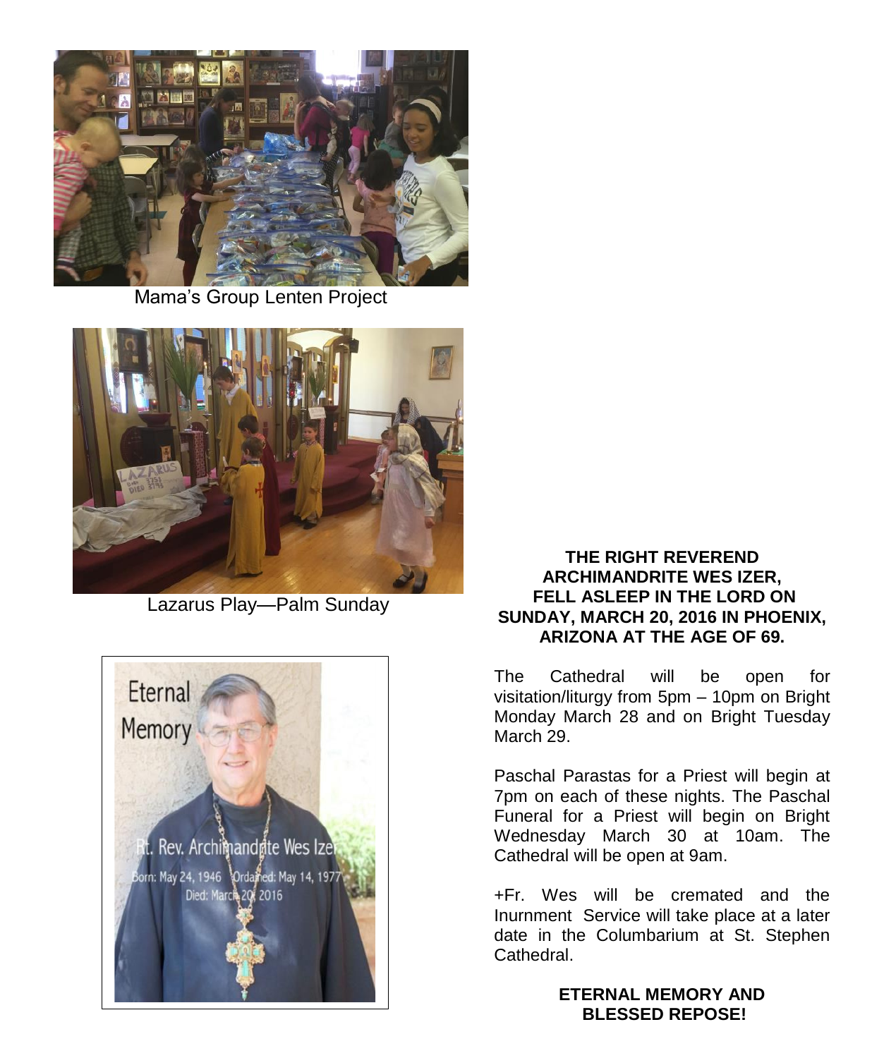Mama's Group Lenten Project

Lazarus Play—Palm Sunday

**THE RIGHT REVEREND ARCHIMANDRITE WES IZER, FELL ASLEEP IN THE LORD ON SUNDAY, MARCH 20, 2016 IN PHOENIX, ARIZONA AT THE AGE OF 69.**

The Cathedral will be open for visitation/liturgy from 5pm – 10pm on Bright Monday March 28 and on Bright Tuesday March 29.

Paschal Parastas for a Priest will begin at 7pm on each of these nights. The Paschal Funeral for a Priest will begin on Bright Wednesday March 30 at 10am. The Cathedral will be open at 9am.

+Fr. Wes will be cremated and the Inurnment Service will take place at a later date in the Columbarium at St. Stephen Cathedral.

**ETERNAL MEMORY AND BLESSED REPOSE!**